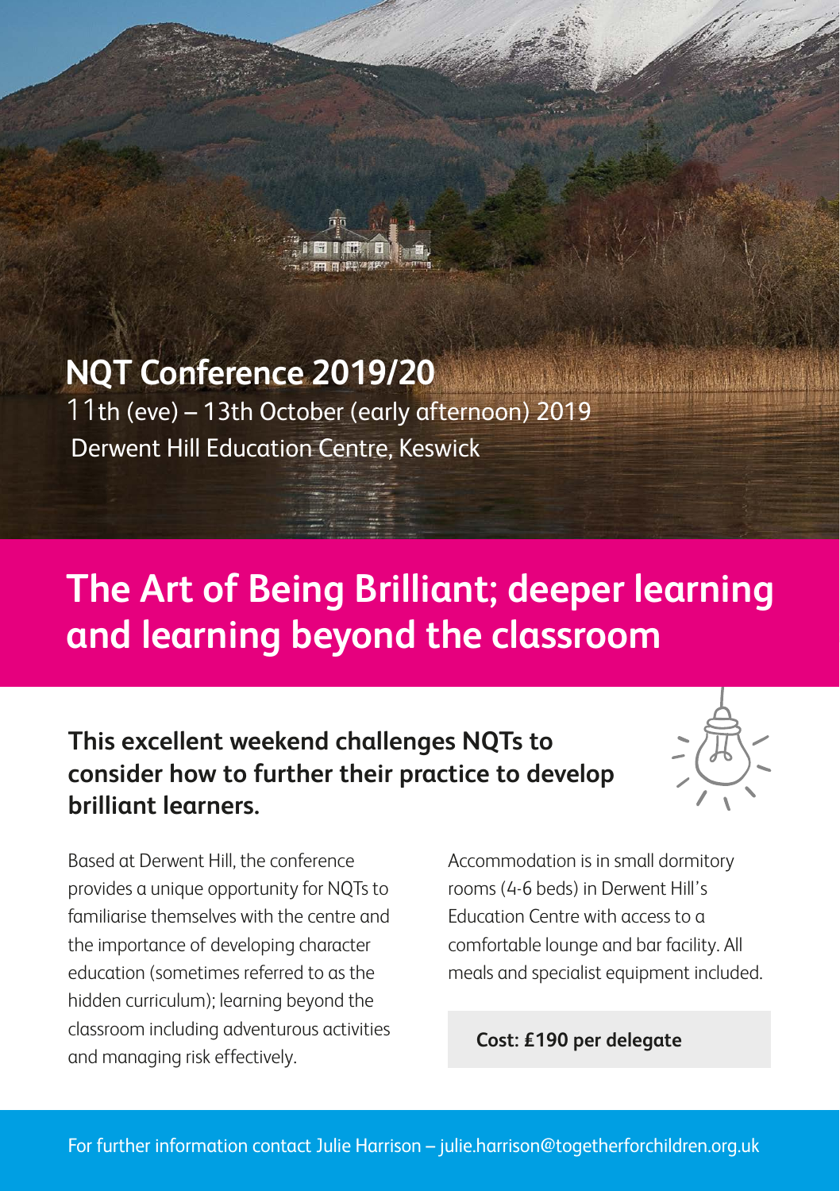# NQT Conference 2019/20

11th (eve) – 13th October (early afternoon) 2019
Derwent Hill Education Centre, Keswick

## The Art of Being Brilliant; deeper learning and learning beyond the classroom

### This excellent weekend challenges NQTs to consider how to further their practice to develop brilliant learners.

Based at Derwent Hill, the conference provides a unique opportunity for NQTs to familiarise themselves with the centre and the importance of developing character education (sometimes referred to as the hidden curriculum); learning beyond the classroom including adventurous activities and managing risk effectively.

Accommodation is in small dormitory rooms (4-6 beds) in Derwent Hill's Education Centre with access to a comfortable lounge and bar facility. All meals and specialist equipment included.

**Cost: £190 per delegate**

For further information contact Julie Harrison – julie.harrison@togetherforchildren.org.uk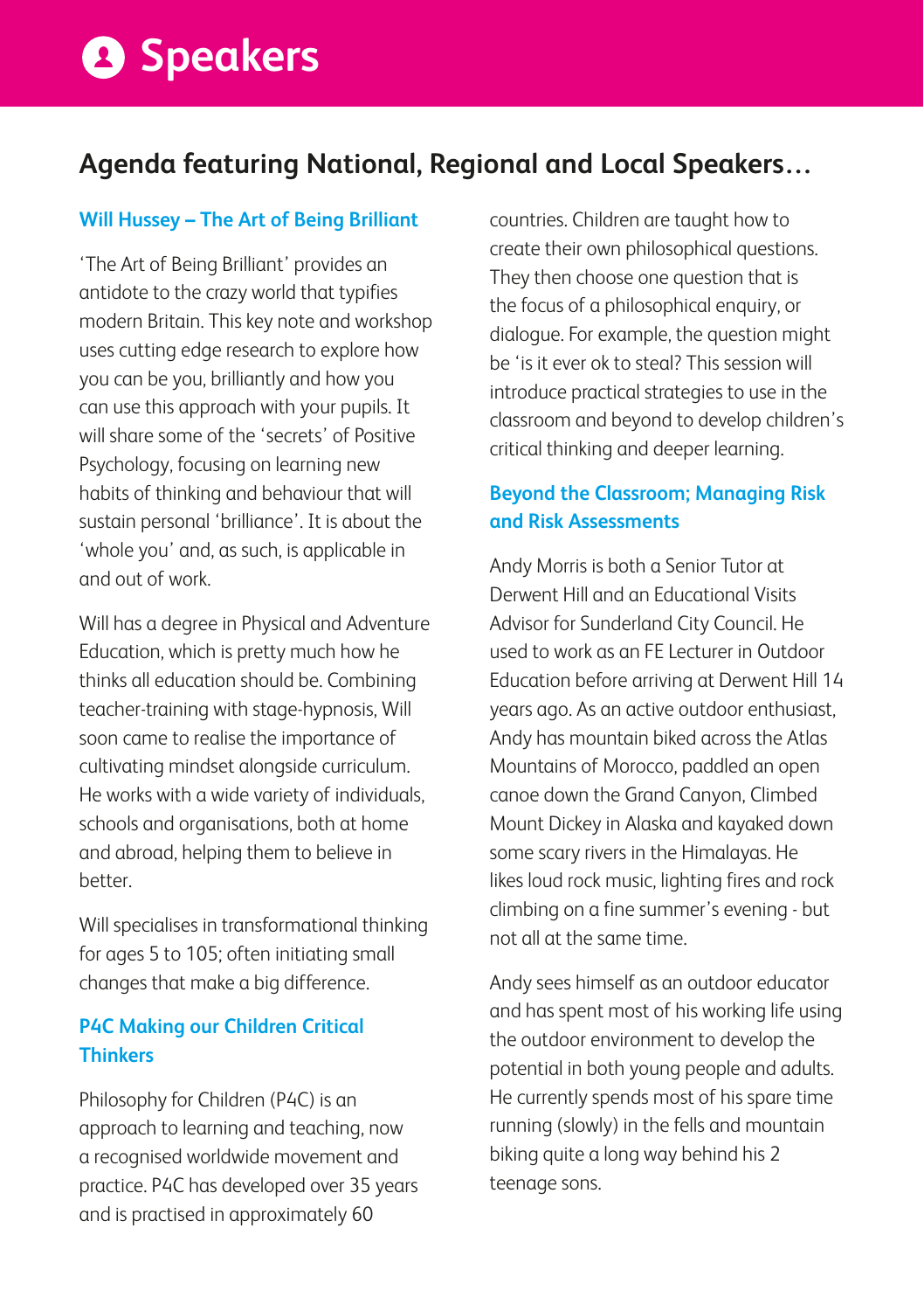# Speakers

## Agenda featuring National, Regional and Local Speakers…

### Will Hussey – The Art of Being Brilliant

'The Art of Being Brilliant' provides an antidote to the crazy world that typifies modern Britain. This key note and workshop uses cutting edge research to explore how you can be you, brilliantly and how you can use this approach with your pupils. It will share some of the 'secrets' of Positive Psychology, focusing on learning new habits of thinking and behaviour that will sustain personal 'brilliance'. It is about the 'whole you' and, as such, is applicable in and out of work.

Will has a degree in Physical and Adventure Education, which is pretty much how he thinks all education should be. Combining teacher-training with stage-hypnosis, Will soon came to realise the importance of cultivating mindset alongside curriculum. He works with a wide variety of individuals, schools and organisations, both at home and abroad, helping them to believe in better.

Will specialises in transformational thinking for ages 5 to 105; often initiating small changes that make a big difference.

### P4C Making our Children Critical Thinkers

Philosophy for Children (P4C) is an approach to learning and teaching, now a recognised worldwide movement and practice. P4C has developed over 35 years and is practised in approximately 60 countries. Children are taught how to create their own philosophical questions. They then choose one question that is the focus of a philosophical enquiry, or dialogue. For example, the question might be 'is it ever ok to steal? This session will introduce practical strategies to use in the classroom and beyond to develop children's critical thinking and deeper learning.

### Beyond the Classroom; Managing Risk and Risk Assessments

Andy Morris is both a Senior Tutor at Derwent Hill and an Educational Visits Advisor for Sunderland City Council. He used to work as an FE Lecturer in Outdoor Education before arriving at Derwent Hill 14 years ago. As an active outdoor enthusiast, Andy has mountain biked across the Atlas Mountains of Morocco, paddled an open canoe down the Grand Canyon, Climbed Mount Dickey in Alaska and kayaked down some scary rivers in the Himalayas. He likes loud rock music, lighting fires and rock climbing on a fine summer's evening - but not all at the same time.

Andy sees himself as an outdoor educator and has spent most of his working life using the outdoor environment to develop the potential in both young people and adults. He currently spends most of his spare time running (slowly) in the fells and mountain biking quite a long way behind his 2 teenage sons.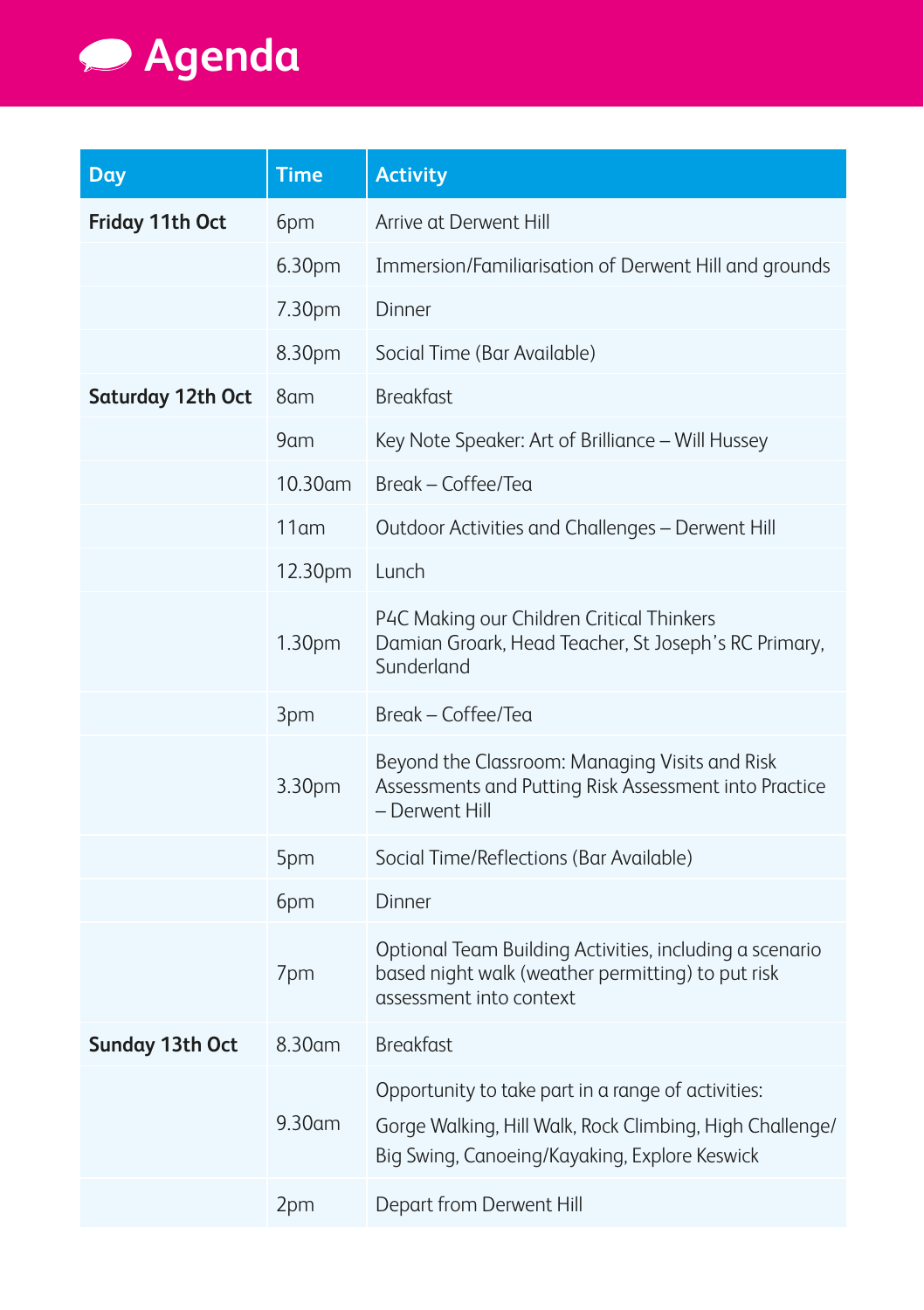# Agenda

| Day | Time | Activity |
| --- | --- | --- |
| **Friday 11th Oct** | 6pm | Arrive at Derwent Hill |
| | 6.30pm | Immersion/Familiarisation of Derwent Hill and grounds |
| | 7.30pm | Dinner |
| | 8.30pm | Social Time (Bar Available) |
| **Saturday 12th Oct** | 8am | Breakfast |
| | 9am | Key Note Speaker: Art of Brilliance – Will Hussey |
| | 10.30am | Break – Coffee/Tea |
| | 11am | Outdoor Activities and Challenges – Derwent Hill |
| | 12.30pm | Lunch |
| | 1.30pm | P4C Making our Children Critical Thinkers<br>Damian Groark, Head Teacher, St Joseph's RC Primary, Sunderland |
| | 3pm | Break – Coffee/Tea |
| | 3.30pm | Beyond the Classroom: Managing Visits and Risk Assessments and Putting Risk Assessment into Practice – Derwent Hill |
| | 5pm | Social Time/Reflections (Bar Available) |
| | 6pm | Dinner |
| | 7pm | Optional Team Building Activities, including a scenario based night walk (weather permitting) to put risk assessment into context |
| **Sunday 13th Oct** | 8.30am | Breakfast |
| | 9.30am | Opportunity to take part in a range of activities:<br>Gorge Walking, Hill Walk, Rock Climbing, High Challenge/Big Swing, Canoeing/Kayaking, Explore Keswick |
| | 2pm | Depart from Derwent Hill |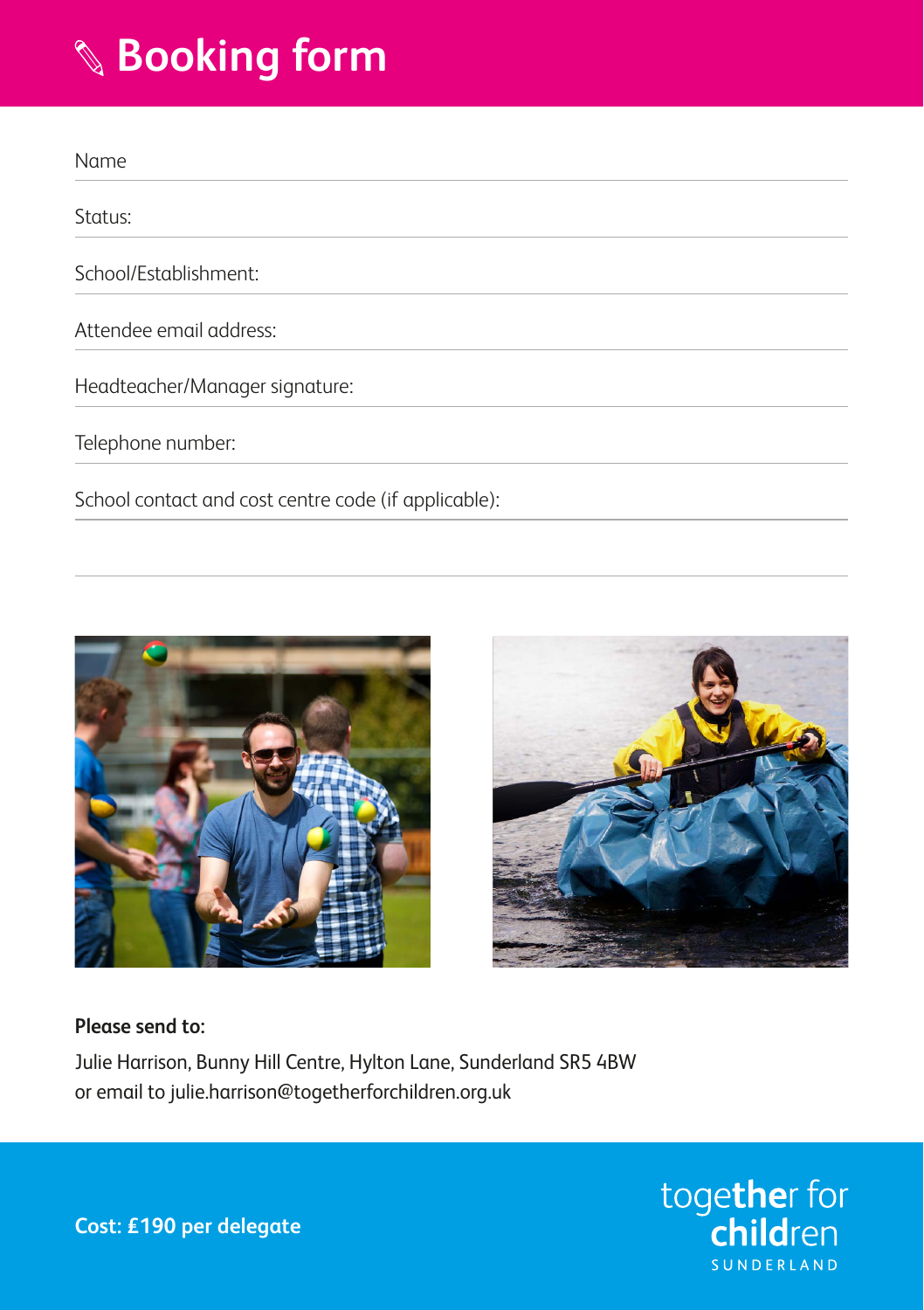# Booking form

Name

Status:

School/Establishment:

Attendee email address:

Headteacher/Manager signature:

Telephone number:

School contact and cost centre code (if applicable):

**Please send to:**

Julie Harrison, Bunny Hill Centre, Hylton Lane, Sunderland SR5 4BW
or email to julie.harrison@togetherforchildren.org.uk

**Cost: £190 per delegate**

together for children SUNDERLAND